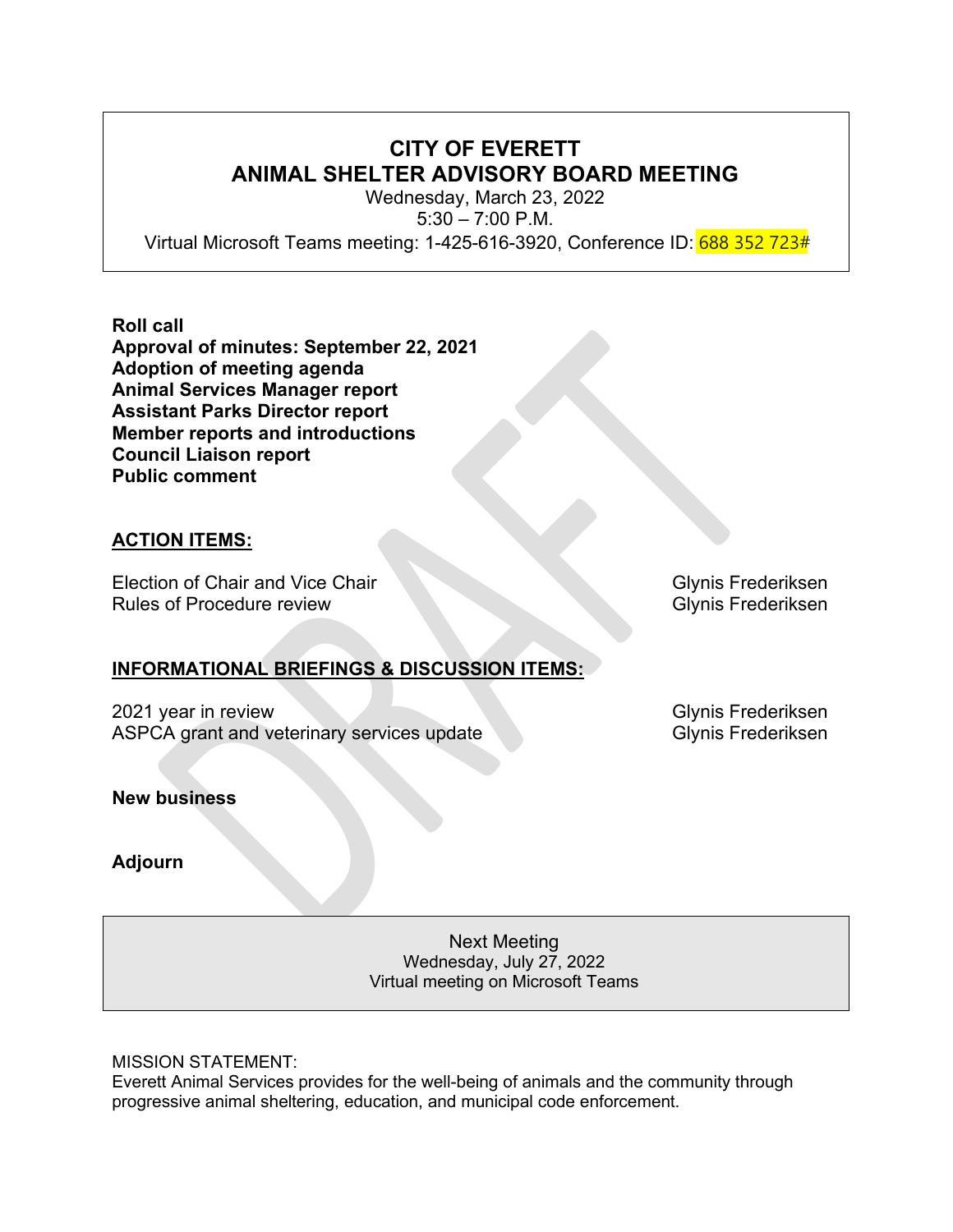# CITY OF EVERETT
# ANIMAL SHELTER ADVISORY BOARD MEETING

Wednesday, March 23, 2022
5:30 – 7:00 P.M.
Virtual Microsoft Teams meeting: 1-425-616-3920, Conference ID: 688 352 723#

**Roll call**
**Approval of minutes: September 22, 2021**
**Adoption of meeting agenda**
**Animal Services Manager report**
**Assistant Parks Director report**
**Member reports and introductions**
**Council Liaison report**
**Public comment**

## ACTION ITEMS:

| | |
|---|---|
| Election of Chair and Vice Chair | Glynis Frederiksen |
| Rules of Procedure review | Glynis Frederiksen |

## INFORMATIONAL BRIEFINGS & DISCUSSION ITEMS:

| | |
|---|---|
| 2021 year in review | Glynis Frederiksen |
| ASPCA grant and veterinary services update | Glynis Frederiksen |

**New business**

**Adjourn**

Next Meeting
Wednesday, July 27, 2022
Virtual meeting on Microsoft Teams

MISSION STATEMENT:
Everett Animal Services provides for the well-being of animals and the community through progressive animal sheltering, education, and municipal code enforcement.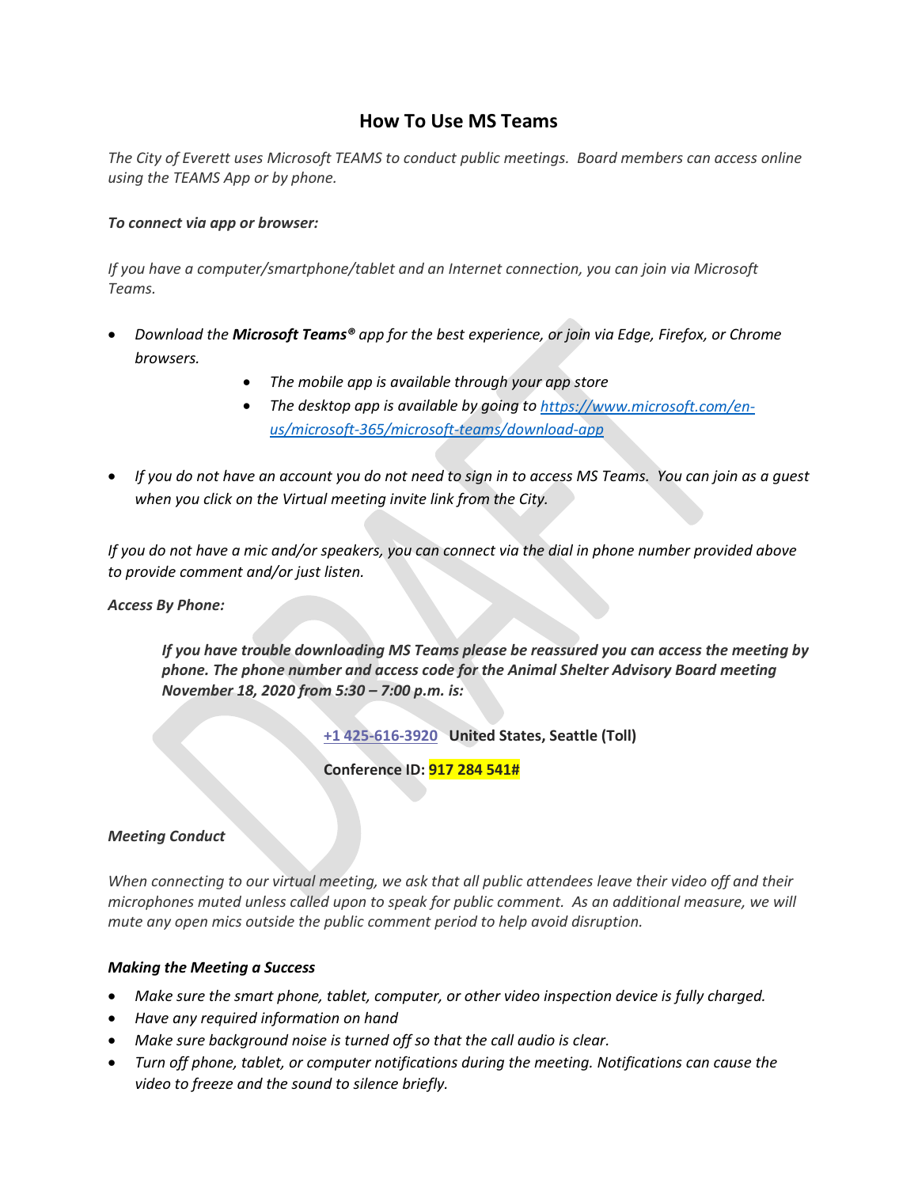# How To Use MS Teams

*The City of Everett uses Microsoft TEAMS to conduct public meetings. Board members can access online using the TEAMS App or by phone.*

***To connect via app or browser:***

*If you have a computer/smartphone/tablet and an Internet connection, you can join via Microsoft Teams.*

- *Download the **Microsoft Teams®** app for the best experience, or join via Edge, Firefox, or Chrome browsers.*
  - *The mobile app is available through your app store*
  - *The desktop app is available by going to [https://www.microsoft.com/en-us/microsoft-365/microsoft-teams/download-app](https://www.microsoft.com/en-us/microsoft-365/microsoft-teams/download-app)*
- *If you do not have an account you do not need to sign in to access MS Teams. You can join as a guest when you click on the Virtual meeting invite link from the City.*

*If you do not have a mic and/or speakers, you can connect via the dial in phone number provided above to provide comment and/or just listen.*

***Access By Phone:***

> ***If you have trouble downloading MS Teams please be reassured you can access the meeting by phone. The phone number and access code for the Animal Shelter Advisory Board meeting November 18, 2020 from 5:30 – 7:00 p.m. is:***
>
> **+1 425-616-3920 United States, Seattle (Toll)**
>
> **Conference ID: 917 284 541#**

***Meeting Conduct***

*When connecting to our virtual meeting, we ask that all public attendees leave their video off and their microphones muted unless called upon to speak for public comment. As an additional measure, we will mute any open mics outside the public comment period to help avoid disruption.*

***Making the Meeting a Success***

- *Make sure the smart phone, tablet, computer, or other video inspection device is fully charged.*
- *Have any required information on hand*
- *Make sure background noise is turned off so that the call audio is clear.*
- *Turn off phone, tablet, or computer notifications during the meeting. Notifications can cause the video to freeze and the sound to silence briefly.*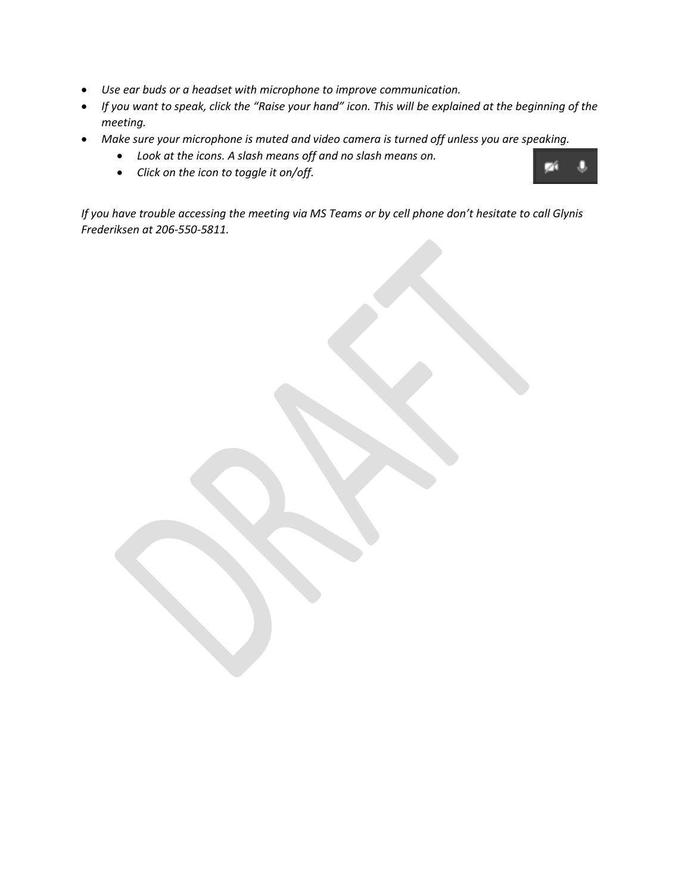- *Use ear buds or a headset with microphone to improve communication.*
- *If you want to speak, click the "Raise your hand" icon. This will be explained at the beginning of the meeting.*
- *Make sure your microphone is muted and video camera is turned off unless you are speaking.*
    - *Look at the icons. A slash means off and no slash means on.*
    - *Click on the icon to toggle it on/off.*

*If you have trouble accessing the meeting via MS Teams or by cell phone don't hesitate to call Glynis Frederiksen at 206-550-5811.*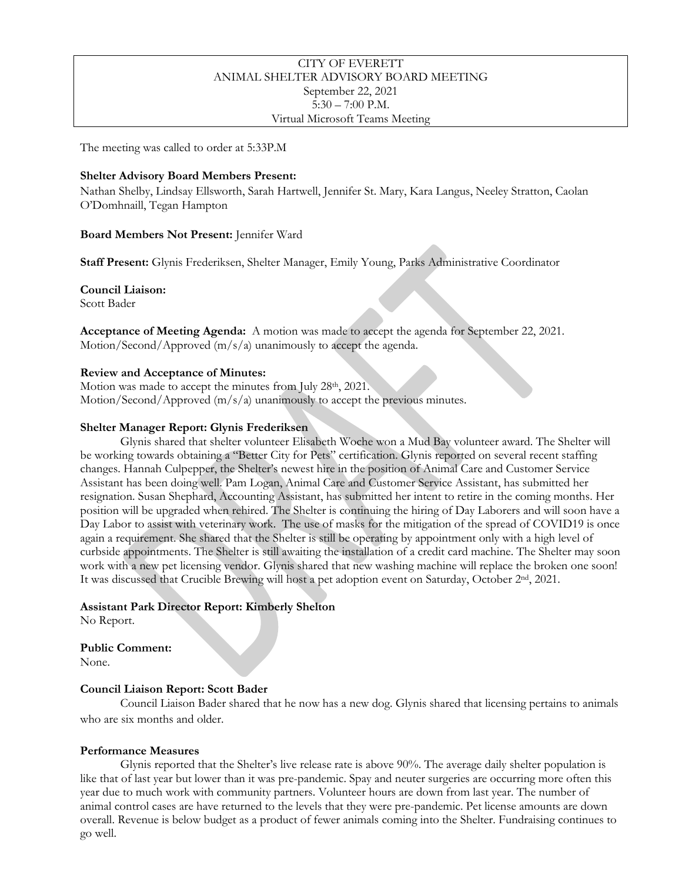CITY OF EVERETT
ANIMAL SHELTER ADVISORY BOARD MEETING
September 22, 2021
5:30 – 7:00 P.M.
Virtual Microsoft Teams Meeting

The meeting was called to order at 5:33P.M

**Shelter Advisory Board Members Present:**
Nathan Shelby, Lindsay Ellsworth, Sarah Hartwell, Jennifer St. Mary, Kara Langus, Neeley Stratton, Caolan O'Domhnaill, Tegan Hampton

**Board Members Not Present:** Jennifer Ward

**Staff Present:** Glynis Frederiksen, Shelter Manager, Emily Young, Parks Administrative Coordinator

**Council Liaison:**
Scott Bader

**Acceptance of Meeting Agenda:** A motion was made to accept the agenda for September 22, 2021. Motion/Second/Approved (m/s/a) unanimously to accept the agenda.

**Review and Acceptance of Minutes:**
Motion was made to accept the minutes from July 28th, 2021.
Motion/Second/Approved (m/s/a) unanimously to accept the previous minutes.

**Shelter Manager Report: Glynis Frederiksen**

Glynis shared that shelter volunteer Elisabeth Woche won a Mud Bay volunteer award. The Shelter will be working towards obtaining a "Better City for Pets" certification. Glynis reported on several recent staffing changes. Hannah Culpepper, the Shelter's newest hire in the position of Animal Care and Customer Service Assistant has been doing well. Pam Logan, Animal Care and Customer Service Assistant, has submitted her resignation. Susan Shephard, Accounting Assistant, has submitted her intent to retire in the coming months. Her position will be upgraded when rehired. The Shelter is continuing the hiring of Day Laborers and will soon have a Day Labor to assist with veterinary work. The use of masks for the mitigation of the spread of COVID19 is once again a requirement. She shared that the Shelter is still be operating by appointment only with a high level of curbside appointments. The Shelter is still awaiting the installation of a credit card machine. The Shelter may soon work with a new pet licensing vendor. Glynis shared that new washing machine will replace the broken one soon! It was discussed that Crucible Brewing will host a pet adoption event on Saturday, October 2nd, 2021.

**Assistant Park Director Report: Kimberly Shelton**
No Report.

**Public Comment:**
None.

**Council Liaison Report: Scott Bader**

Council Liaison Bader shared that he now has a new dog. Glynis shared that licensing pertains to animals who are six months and older.

**Performance Measures**

Glynis reported that the Shelter's live release rate is above 90%. The average daily shelter population is like that of last year but lower than it was pre-pandemic. Spay and neuter surgeries are occurring more often this year due to much work with community partners. Volunteer hours are down from last year. The number of animal control cases are have returned to the levels that they were pre-pandemic. Pet license amounts are down overall. Revenue is below budget as a product of fewer animals coming into the Shelter. Fundraising continues to go well.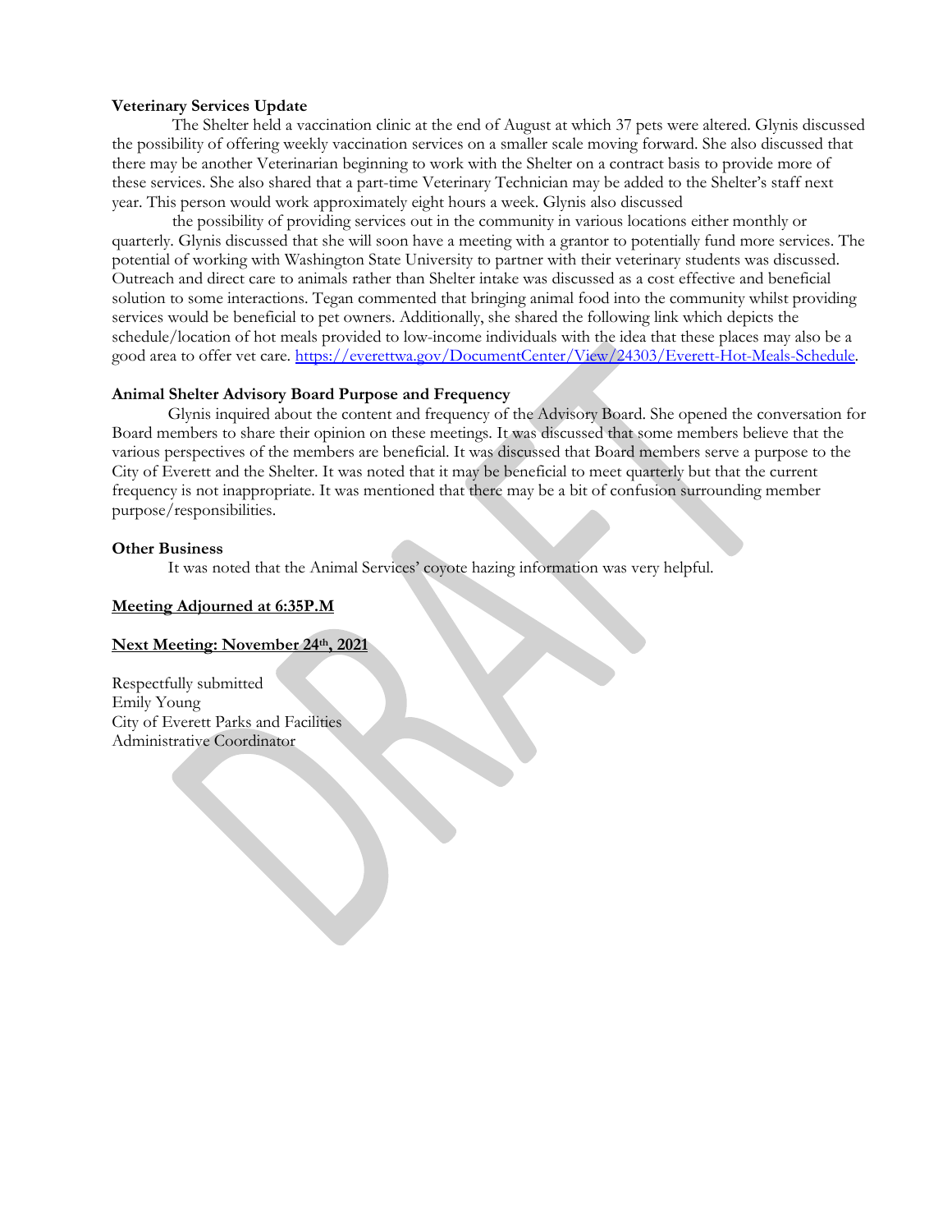**Veterinary Services Update**

The Shelter held a vaccination clinic at the end of August at which 37 pets were altered. Glynis discussed the possibility of offering weekly vaccination services on a smaller scale moving forward. She also discussed that there may be another Veterinarian beginning to work with the Shelter on a contract basis to provide more of these services. She also shared that a part-time Veterinary Technician may be added to the Shelter's staff next year. This person would work approximately eight hours a week. Glynis also discussed

the possibility of providing services out in the community in various locations either monthly or quarterly. Glynis discussed that she will soon have a meeting with a grantor to potentially fund more services. The potential of working with Washington State University to partner with their veterinary students was discussed. Outreach and direct care to animals rather than Shelter intake was discussed as a cost effective and beneficial solution to some interactions. Tegan commented that bringing animal food into the community whilst providing services would be beneficial to pet owners. Additionally, she shared the following link which depicts the schedule/location of hot meals provided to low-income individuals with the idea that these places may also be a good area to offer vet care. [https://everettwa.gov/DocumentCenter/View/24303/Everett-Hot-Meals-Schedule](https://everettwa.gov/DocumentCenter/View/24303/Everett-Hot-Meals-Schedule).

**Animal Shelter Advisory Board Purpose and Frequency**

Glynis inquired about the content and frequency of the Advisory Board. She opened the conversation for Board members to share their opinion on these meetings. It was discussed that some members believe that the various perspectives of the members are beneficial. It was discussed that Board members serve a purpose to the City of Everett and the Shelter. It was noted that it may be beneficial to meet quarterly but that the current frequency is not inappropriate. It was mentioned that there may be a bit of confusion surrounding member purpose/responsibilities.

**Other Business**

It was noted that the Animal Services' coyote hazing information was very helpful.

**Meeting Adjourned at 6:35P.M**

**Next Meeting: November 24th, 2021**

Respectfully submitted
Emily Young
City of Everett Parks and Facilities
Administrative Coordinator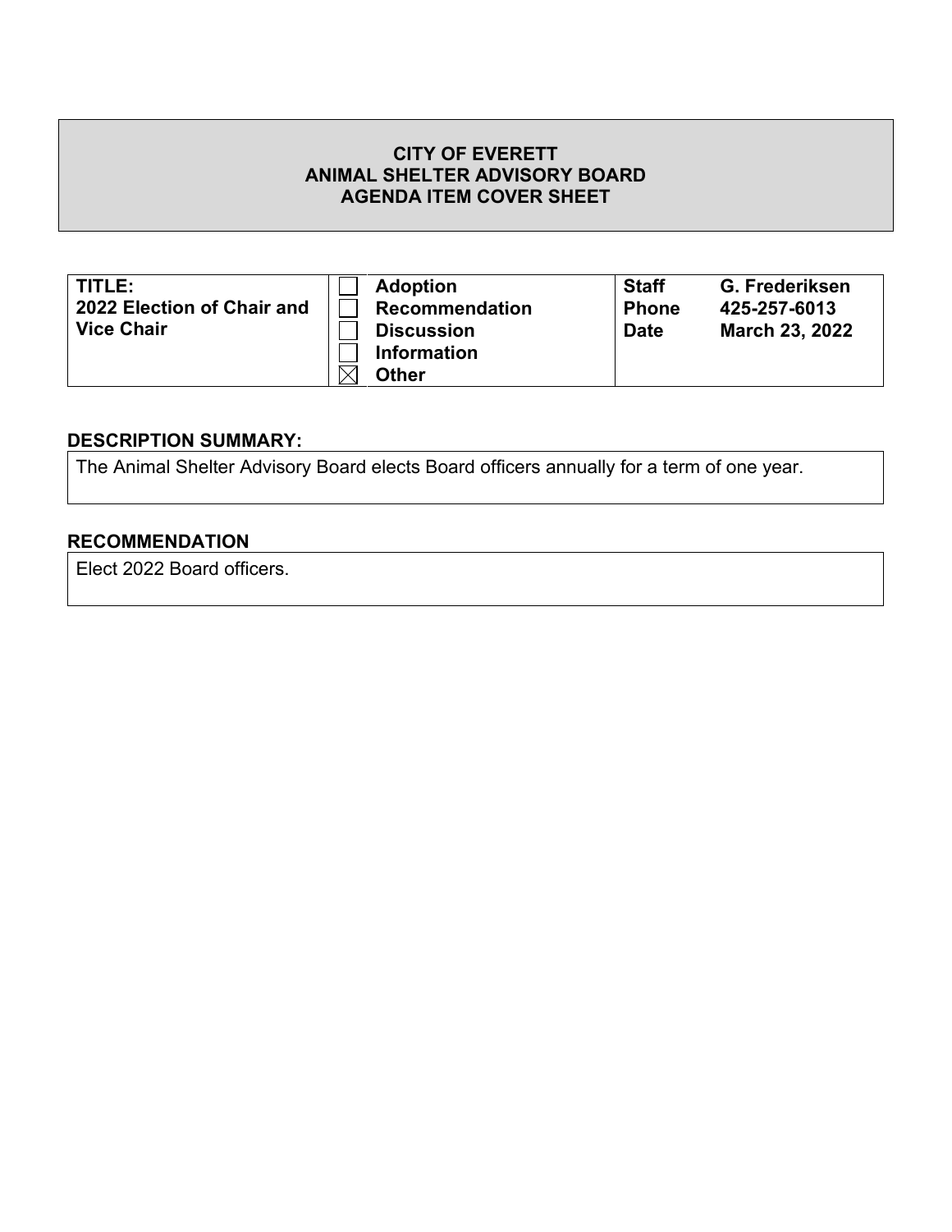**CITY OF EVERETT**
**ANIMAL SHELTER ADVISORY BOARD**
**AGENDA ITEM COVER SHEET**

| **TITLE:** | | | |
|---|---|---|---|
| **2022 Election of Chair and Vice Chair** | ☐ **Adoption** | **Staff** | **G. Frederiksen** |
| | ☐ **Recommendation** | **Phone** | **425-257-6013** |
| | ☐ **Discussion** | **Date** | **March 23, 2022** |
| | ☐ **Information** | | |
| | ☒ **Other** | | |

## DESCRIPTION SUMMARY:

The Animal Shelter Advisory Board elects Board officers annually for a term of one year.

## RECOMMENDATION

Elect 2022 Board officers.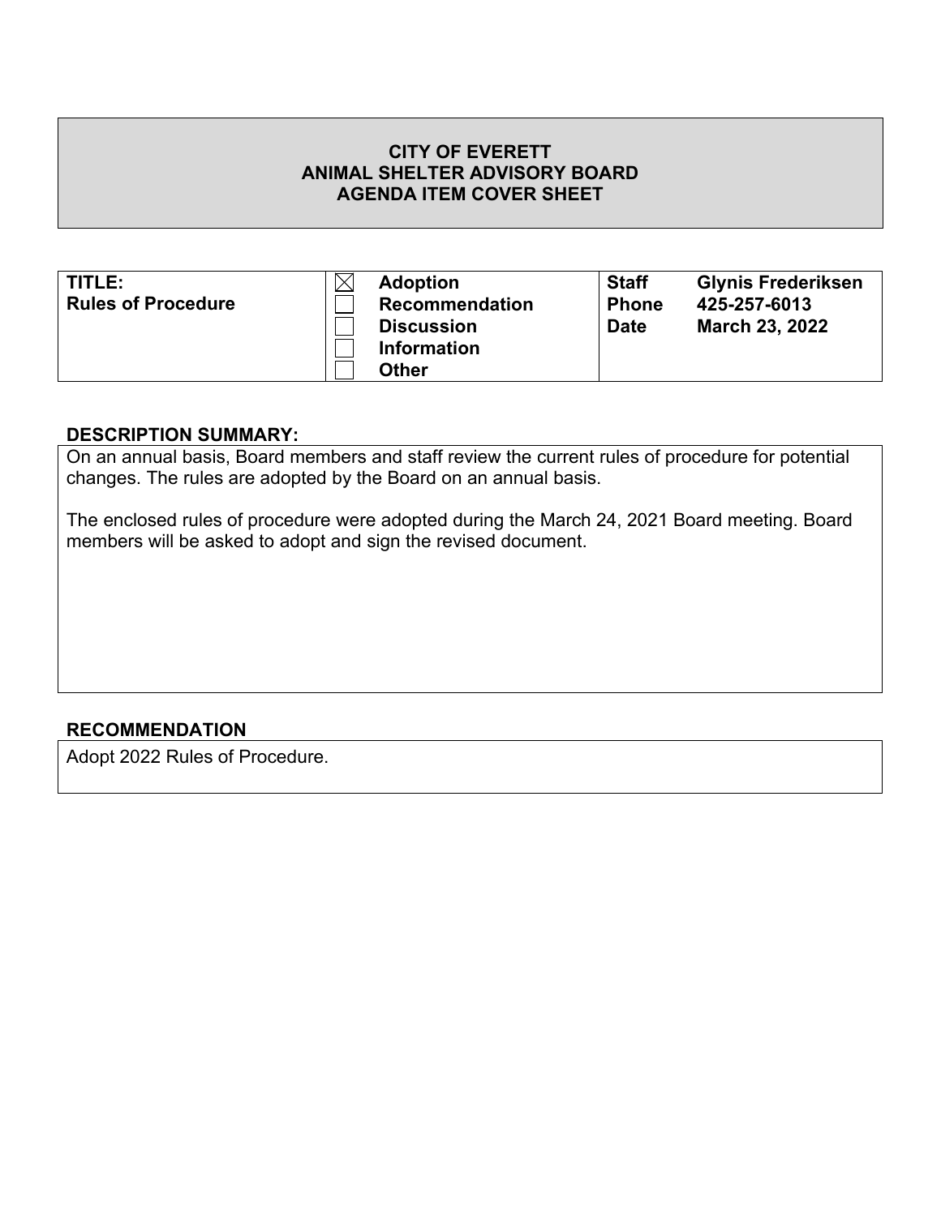**CITY OF EVERETT**
**ANIMAL SHELTER ADVISORY BOARD**
**AGENDA ITEM COVER SHEET**

| **TITLE:** **Rules of Procedure** | ☒ **Adoption** ☐ **Recommendation** ☐ **Discussion** ☐ **Information** ☐ **Other** | **Staff** **Phone** **Date** | **Glynis Frederiksen** **425-257-6013** **March 23, 2022** |
|---|---|---|---|

## DESCRIPTION SUMMARY:

On an annual basis, Board members and staff review the current rules of procedure for potential changes. The rules are adopted by the Board on an annual basis.

The enclosed rules of procedure were adopted during the March 24, 2021 Board meeting. Board members will be asked to adopt and sign the revised document.

## RECOMMENDATION

Adopt 2022 Rules of Procedure.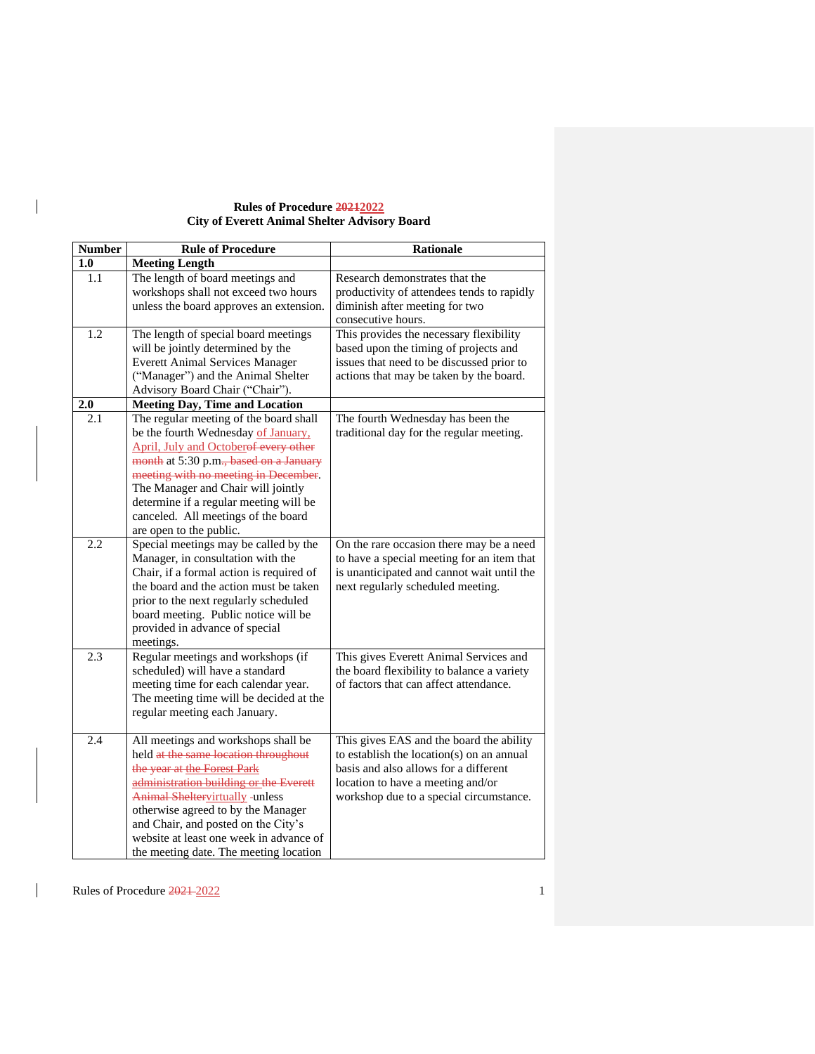**Rules of Procedure ~~2021~~2022**
**City of Everett Animal Shelter Advisory Board**

| Number | Rule of Procedure | Rationale |
|---|---|---|
| **1.0** | **Meeting Length** | |
| 1.1 | The length of board meetings and workshops shall not exceed two hours unless the board approves an extension. | Research demonstrates that the productivity of attendees tends to rapidly diminish after meeting for two consecutive hours. |
| 1.2 | The length of special board meetings will be jointly determined by the Everett Animal Services Manager ("Manager") and the Animal Shelter Advisory Board Chair ("Chair"). | This provides the necessary flexibility based upon the timing of projects and issues that need to be discussed prior to actions that may be taken by the board. |
| **2.0** | **Meeting Day, Time and Location** | |
| 2.1 | The regular meeting of the board shall be the fourth Wednesday of January, April, July and October~~of every other month~~ at 5:30 p.m.~~, based on a January meeting with no meeting in December~~. The Manager and Chair will jointly determine if a regular meeting will be canceled. All meetings of the board are open to the public. | The fourth Wednesday has been the traditional day for the regular meeting. |
| 2.2 | Special meetings may be called by the Manager, in consultation with the Chair, if a formal action is required of the board and the action must be taken prior to the next regularly scheduled board meeting. Public notice will be provided in advance of special meetings. | On the rare occasion there may be a need to have a special meeting for an item that is unanticipated and cannot wait until the next regularly scheduled meeting. |
| 2.3 | Regular meetings and workshops (if scheduled) will have a standard meeting time for each calendar year. The meeting time will be decided at the regular meeting each January. | This gives Everett Animal Services and the board flexibility to balance a variety of factors that can affect attendance. |
| 2.4 | All meetings and workshops shall be held ~~at the same location throughout the year at the Forest Park administration building or the Everett Animal Shelter~~virtually ~~-~~unless otherwise agreed to by the Manager and Chair, and posted on the City's website at least one week in advance of the meeting date. The meeting location | This gives EAS and the board the ability to establish the location(s) on an annual basis and also allows for a different location to have a meeting and/or workshop due to a special circumstance. |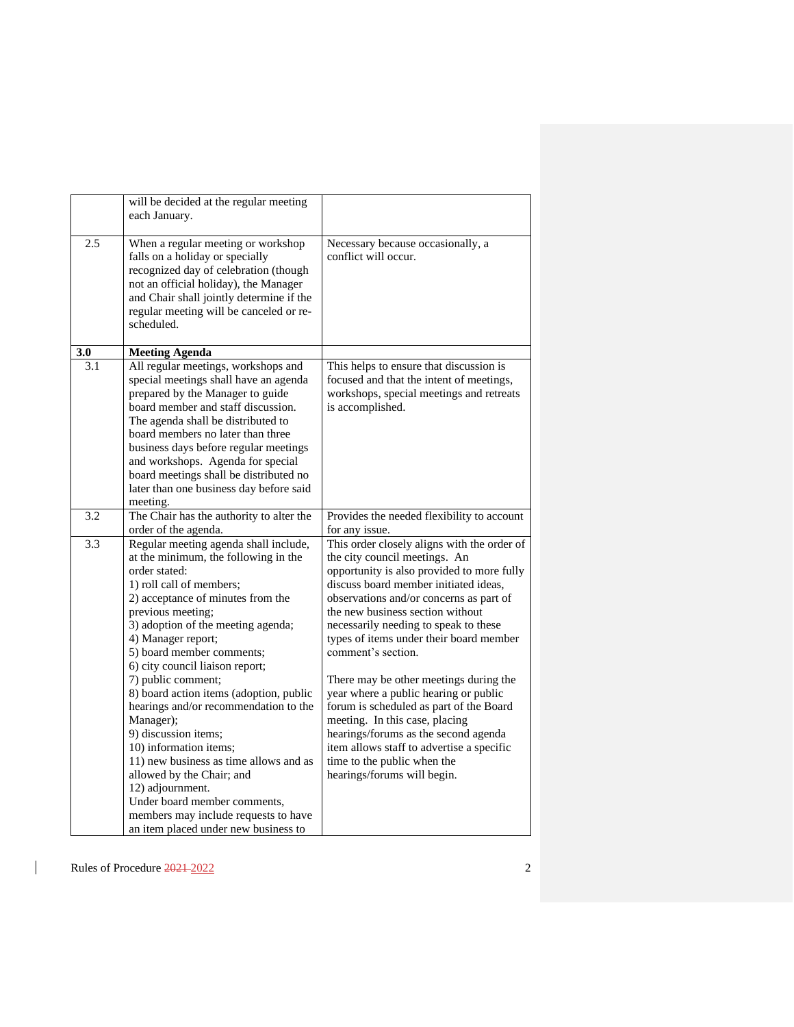| | | |
|---|---|---|
| | will be decided at the regular meeting each January. | |
| 2.5 | When a regular meeting or workshop falls on a holiday or specially recognized day of celebration (though not an official holiday), the Manager and Chair shall jointly determine if the regular meeting will be canceled or re-scheduled. | Necessary because occasionally, a conflict will occur. |
| **3.0** | **Meeting Agenda** | |
| 3.1 | All regular meetings, workshops and special meetings shall have an agenda prepared by the Manager to guide board member and staff discussion. The agenda shall be distributed to board members no later than three business days before regular meetings and workshops. Agenda for special board meetings shall be distributed no later than one business day before said meeting. | This helps to ensure that discussion is focused and that the intent of meetings, workshops, special meetings and retreats is accomplished. |
| 3.2 | The Chair has the authority to alter the order of the agenda. | Provides the needed flexibility to account for any issue. |
| 3.3 | Regular meeting agenda shall include, at the minimum, the following in the order stated:<br>1) roll call of members;<br>2) acceptance of minutes from the previous meeting;<br>3) adoption of the meeting agenda;<br>4) Manager report;<br>5) board member comments;<br>6) city council liaison report;<br>7) public comment;<br>8) board action items (adoption, public hearings and/or recommendation to the Manager);<br>9) discussion items;<br>10) information items;<br>11) new business as time allows and as allowed by the Chair; and<br>12) adjournment.<br>Under board member comments, members may include requests to have an item placed under new business to | This order closely aligns with the order of the city council meetings. An opportunity is also provided to more fully discuss board member initiated ideas, observations and/or concerns as part of the new business section without necessarily needing to speak to these types of items under their board member comment's section.<br><br>There may be other meetings during the year where a public hearing or public forum is scheduled as part of the Board meeting. In this case, placing hearings/forums as the second agenda item allows staff to advertise a specific time to the public when the hearings/forums will begin. |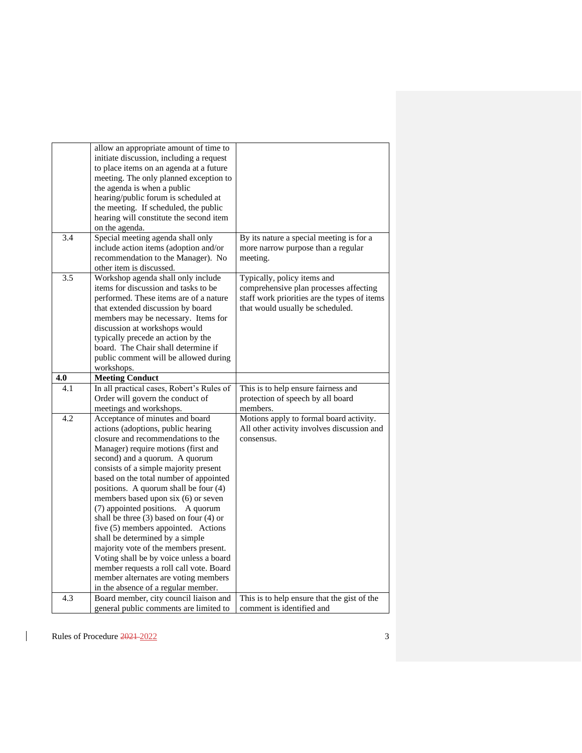| | | |
|---|---|---|
| | allow an appropriate amount of time to initiate discussion, including a request to place items on an agenda at a future meeting. The only planned exception to the agenda is when a public hearing/public forum is scheduled at the meeting. If scheduled, the public hearing will constitute the second item on the agenda. | |
| 3.4 | Special meeting agenda shall only include action items (adoption and/or recommendation to the Manager). No other item is discussed. | By its nature a special meeting is for a more narrow purpose than a regular meeting. |
| 3.5 | Workshop agenda shall only include items for discussion and tasks to be performed. These items are of a nature that extended discussion by board members may be necessary. Items for discussion at workshops would typically precede an action by the board. The Chair shall determine if public comment will be allowed during workshops. | Typically, policy items and comprehensive plan processes affecting staff work priorities are the types of items that would usually be scheduled. |
| **4.0** | **Meeting Conduct** | |
| 4.1 | In all practical cases, Robert's Rules of Order will govern the conduct of meetings and workshops. | This is to help ensure fairness and protection of speech by all board members. |
| 4.2 | Acceptance of minutes and board actions (adoptions, public hearing closure and recommendations to the Manager) require motions (first and second) and a quorum. A quorum consists of a simple majority present based on the total number of appointed positions. A quorum shall be four (4) members based upon six (6) or seven (7) appointed positions. A quorum shall be three (3) based on four (4) or five (5) members appointed. Actions shall be determined by a simple majority vote of the members present. Voting shall be by voice unless a board member requests a roll call vote. Board member alternates are voting members in the absence of a regular member. | Motions apply to formal board activity. All other activity involves discussion and consensus. |
| 4.3 | Board member, city council liaison and general public comments are limited to | This is to help ensure that the gist of the comment is identified and |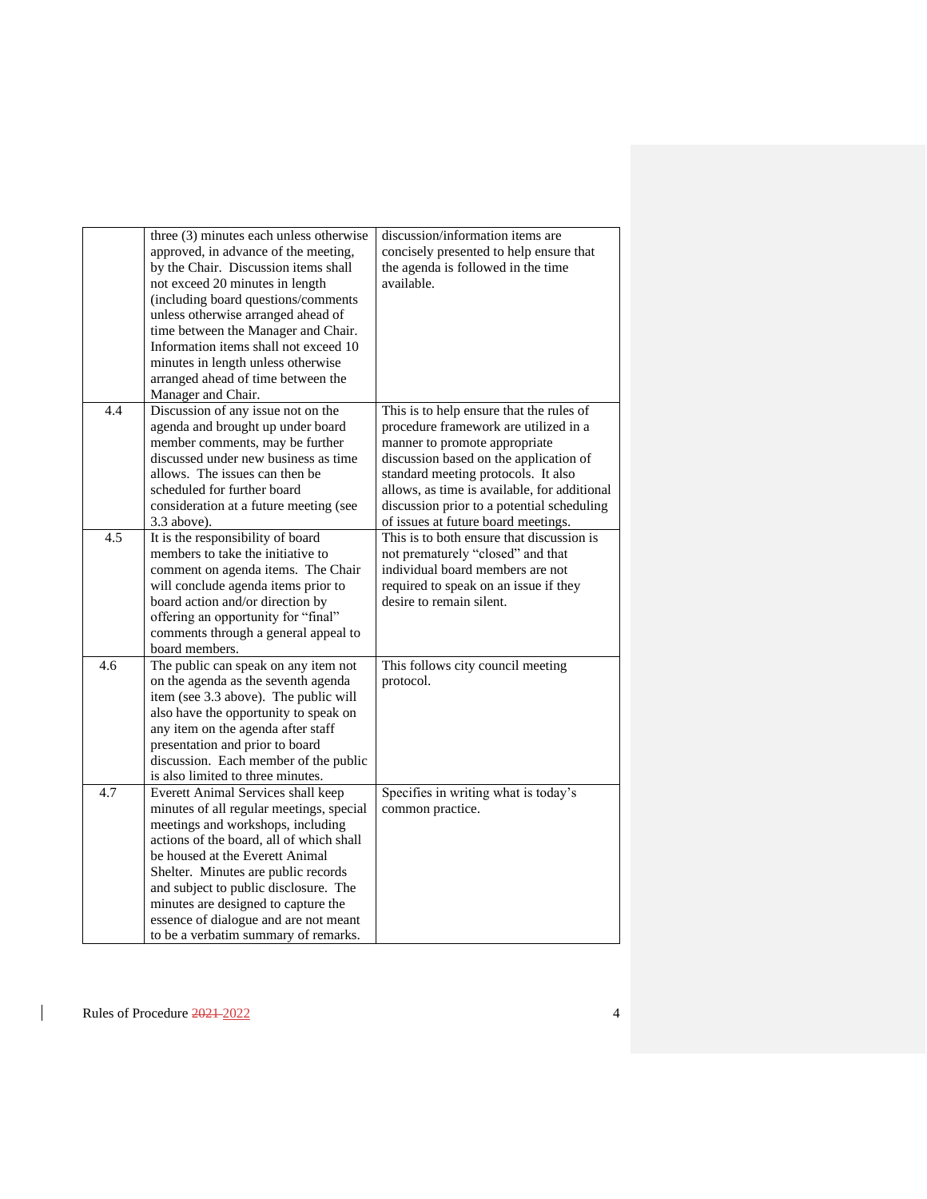| | | |
|---|---|---|
| | three (3) minutes each unless otherwise approved, in advance of the meeting, by the Chair. Discussion items shall not exceed 20 minutes in length (including board questions/comments unless otherwise arranged ahead of time between the Manager and Chair. Information items shall not exceed 10 minutes in length unless otherwise arranged ahead of time between the Manager and Chair. | discussion/information items are concisely presented to help ensure that the agenda is followed in the time available. |
| 4.4 | Discussion of any issue not on the agenda and brought up under board member comments, may be further discussed under new business as time allows. The issues can then be scheduled for further board consideration at a future meeting (see 3.3 above). | This is to help ensure that the rules of procedure framework are utilized in a manner to promote appropriate discussion based on the application of standard meeting protocols. It also allows, as time is available, for additional discussion prior to a potential scheduling of issues at future board meetings. |
| 4.5 | It is the responsibility of board members to take the initiative to comment on agenda items. The Chair will conclude agenda items prior to board action and/or direction by offering an opportunity for "final" comments through a general appeal to board members. | This is to both ensure that discussion is not prematurely "closed" and that individual board members are not required to speak on an issue if they desire to remain silent. |
| 4.6 | The public can speak on any item not on the agenda as the seventh agenda item (see 3.3 above). The public will also have the opportunity to speak on any item on the agenda after staff presentation and prior to board discussion. Each member of the public is also limited to three minutes. | This follows city council meeting protocol. |
| 4.7 | Everett Animal Services shall keep minutes of all regular meetings, special meetings and workshops, including actions of the board, all of which shall be housed at the Everett Animal Shelter. Minutes are public records and subject to public disclosure. The minutes are designed to capture the essence of dialogue and are not meant to be a verbatim summary of remarks. | Specifies in writing what is today's common practice. |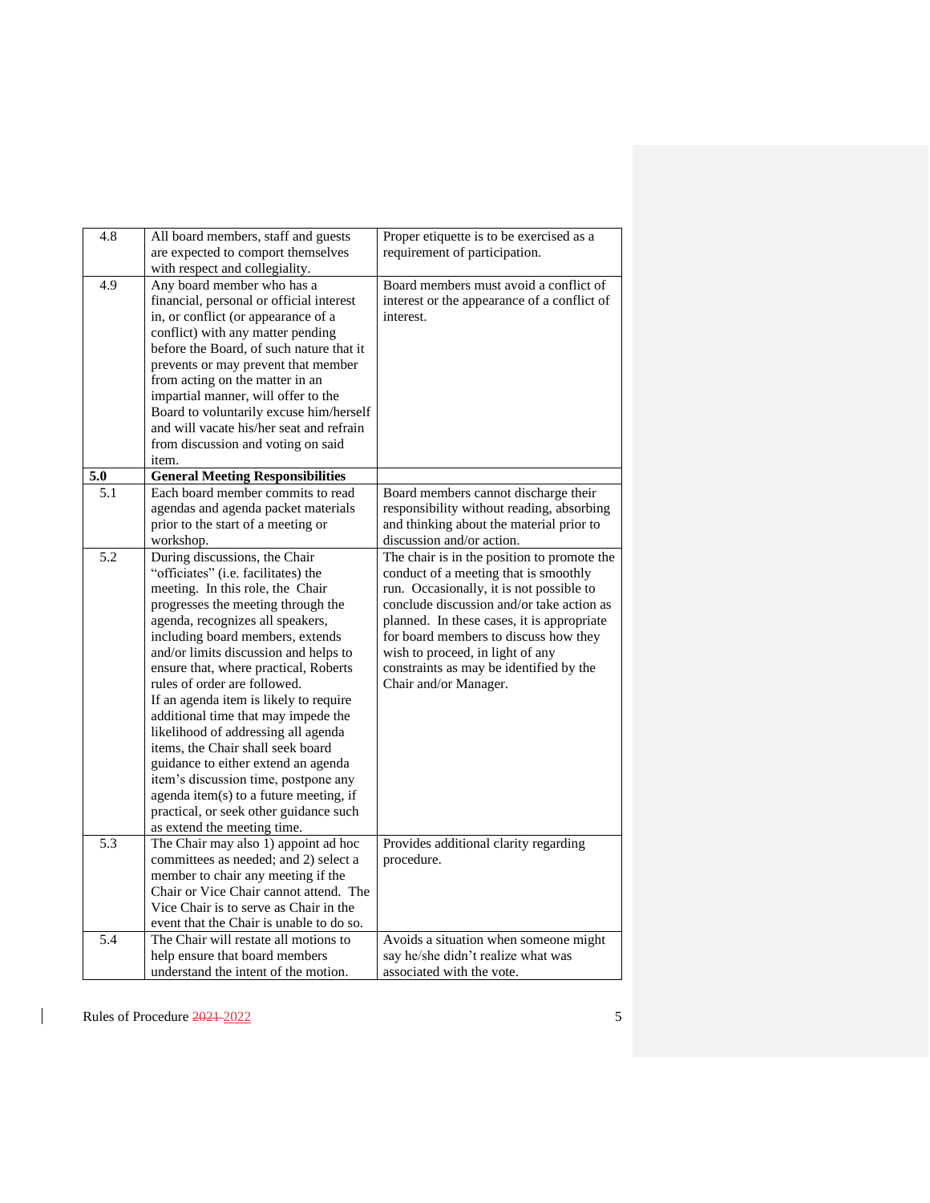| | | |
|---|---|---|
| 4.8 | All board members, staff and guests are expected to comport themselves with respect and collegiality. | Proper etiquette is to be exercised as a requirement of participation. |
| 4.9 | Any board member who has a financial, personal or official interest in, or conflict (or appearance of a conflict) with any matter pending before the Board, of such nature that it prevents or may prevent that member from acting on the matter in an impartial manner, will offer to the Board to voluntarily excuse him/herself and will vacate his/her seat and refrain from discussion and voting on said item. | Board members must avoid a conflict of interest or the appearance of a conflict of interest. |
| **5.0** | **General Meeting Responsibilities** | |
| 5.1 | Each board member commits to read agendas and agenda packet materials prior to the start of a meeting or workshop. | Board members cannot discharge their responsibility without reading, absorbing and thinking about the material prior to discussion and/or action. |
| 5.2 | During discussions, the Chair "officiates" (i.e. facilitates) the meeting. In this role, the Chair progresses the meeting through the agenda, recognizes all speakers, including board members, extends and/or limits discussion and helps to ensure that, where practical, Roberts rules of order are followed.<br>If an agenda item is likely to require additional time that may impede the likelihood of addressing all agenda items, the Chair shall seek board guidance to either extend an agenda item's discussion time, postpone any agenda item(s) to a future meeting, if practical, or seek other guidance such as extend the meeting time. | The chair is in the position to promote the conduct of a meeting that is smoothly run. Occasionally, it is not possible to conclude discussion and/or take action as planned. In these cases, it is appropriate for board members to discuss how they wish to proceed, in light of any constraints as may be identified by the Chair and/or Manager. |
| 5.3 | The Chair may also 1) appoint ad hoc committees as needed; and 2) select a member to chair any meeting if the Chair or Vice Chair cannot attend. The Vice Chair is to serve as Chair in the event that the Chair is unable to do so. | Provides additional clarity regarding procedure. |
| 5.4 | The Chair will restate all motions to help ensure that board members understand the intent of the motion. | Avoids a situation when someone might say he/she didn't realize what was associated with the vote. |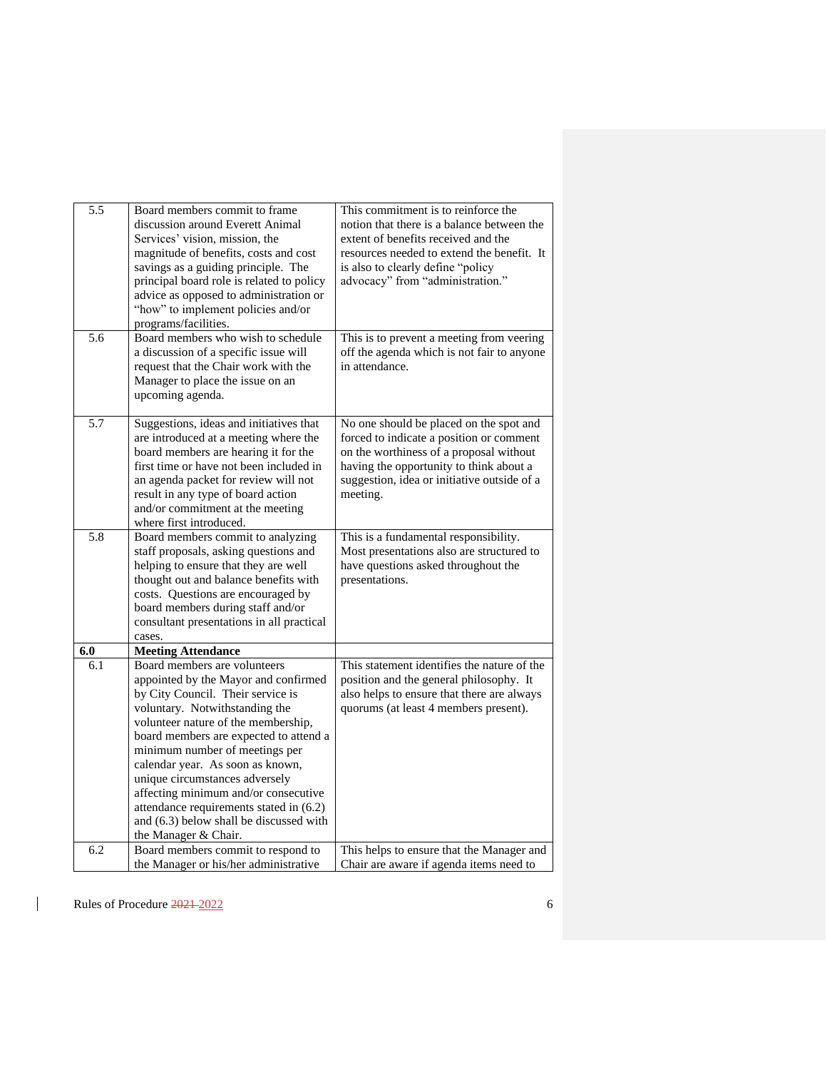| | | |
|---|---|---|
| 5.5 | Board members commit to frame discussion around Everett Animal Services' vision, mission, the magnitude of benefits, costs and cost savings as a guiding principle. The principal board role is related to policy advice as opposed to administration or "how" to implement policies and/or programs/facilities. | This commitment is to reinforce the notion that there is a balance between the extent of benefits received and the resources needed to extend the benefit. It is also to clearly define "policy advocacy" from "administration." |
| 5.6 | Board members who wish to schedule a discussion of a specific issue will request that the Chair work with the Manager to place the issue on an upcoming agenda. | This is to prevent a meeting from veering off the agenda which is not fair to anyone in attendance. |
| 5.7 | Suggestions, ideas and initiatives that are introduced at a meeting where the board members are hearing it for the first time or have not been included in an agenda packet for review will not result in any type of board action and/or commitment at the meeting where first introduced. | No one should be placed on the spot and forced to indicate a position or comment on the worthiness of a proposal without having the opportunity to think about a suggestion, idea or initiative outside of a meeting. |
| 5.8 | Board members commit to analyzing staff proposals, asking questions and helping to ensure that they are well thought out and balance benefits with costs. Questions are encouraged by board members during staff and/or consultant presentations in all practical cases. | This is a fundamental responsibility. Most presentations also are structured to have questions asked throughout the presentations. |
| **6.0** | **Meeting Attendance** | |
| 6.1 | Board members are volunteers appointed by the Mayor and confirmed by City Council. Their service is voluntary. Notwithstanding the volunteer nature of the membership, board members are expected to attend a minimum number of meetings per calendar year. As soon as known, unique circumstances adversely affecting minimum and/or consecutive attendance requirements stated in (6.2) and (6.3) below shall be discussed with the Manager & Chair. | This statement identifies the nature of the position and the general philosophy. It also helps to ensure that there are always quorums (at least 4 members present). |
| 6.2 | Board members commit to respond to the Manager or his/her administrative | This helps to ensure that the Manager and Chair are aware if agenda items need to |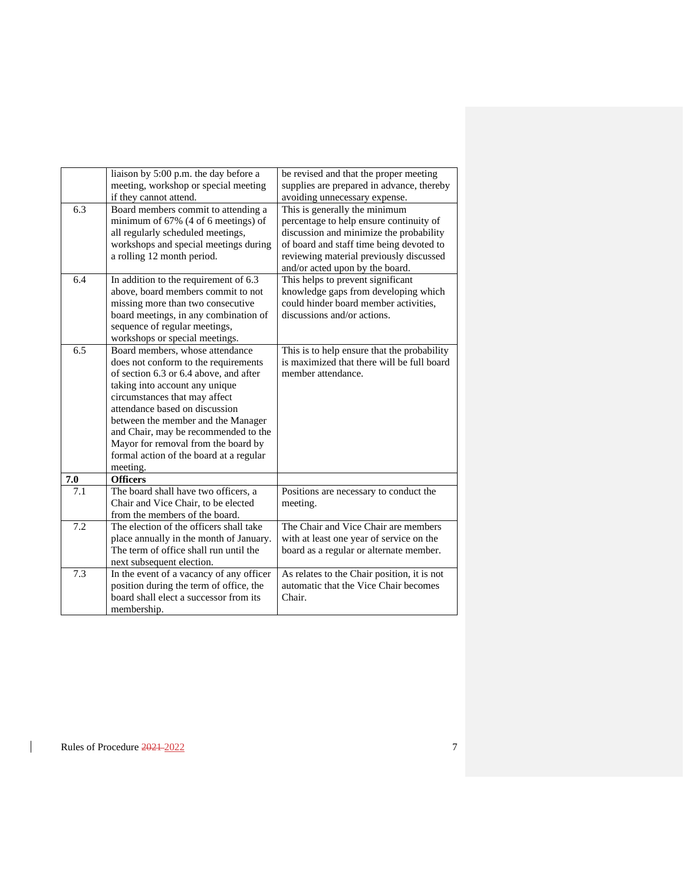| | | |
|---|---|---|
| | liaison by 5:00 p.m. the day before a meeting, workshop or special meeting if they cannot attend. | be revised and that the proper meeting supplies are prepared in advance, thereby avoiding unnecessary expense. |
| 6.3 | Board members commit to attending a minimum of 67% (4 of 6 meetings) of all regularly scheduled meetings, workshops and special meetings during a rolling 12 month period. | This is generally the minimum percentage to help ensure continuity of discussion and minimize the probability of board and staff time being devoted to reviewing material previously discussed and/or acted upon by the board. |
| 6.4 | In addition to the requirement of 6.3 above, board members commit to not missing more than two consecutive board meetings, in any combination of sequence of regular meetings, workshops or special meetings. | This helps to prevent significant knowledge gaps from developing which could hinder board member activities, discussions and/or actions. |
| 6.5 | Board members, whose attendance does not conform to the requirements of section 6.3 or 6.4 above, and after taking into account any unique circumstances that may affect attendance based on discussion between the member and the Manager and Chair, may be recommended to the Mayor for removal from the board by formal action of the board at a regular meeting. | This is to help ensure that the probability is maximized that there will be full board member attendance. |
| **7.0** | **Officers** | |
| 7.1 | The board shall have two officers, a Chair and Vice Chair, to be elected from the members of the board. | Positions are necessary to conduct the meeting. |
| 7.2 | The election of the officers shall take place annually in the month of January. The term of office shall run until the next subsequent election. | The Chair and Vice Chair are members with at least one year of service on the board as a regular or alternate member. |
| 7.3 | In the event of a vacancy of any officer position during the term of office, the board shall elect a successor from its membership. | As relates to the Chair position, it is not automatic that the Vice Chair becomes Chair. |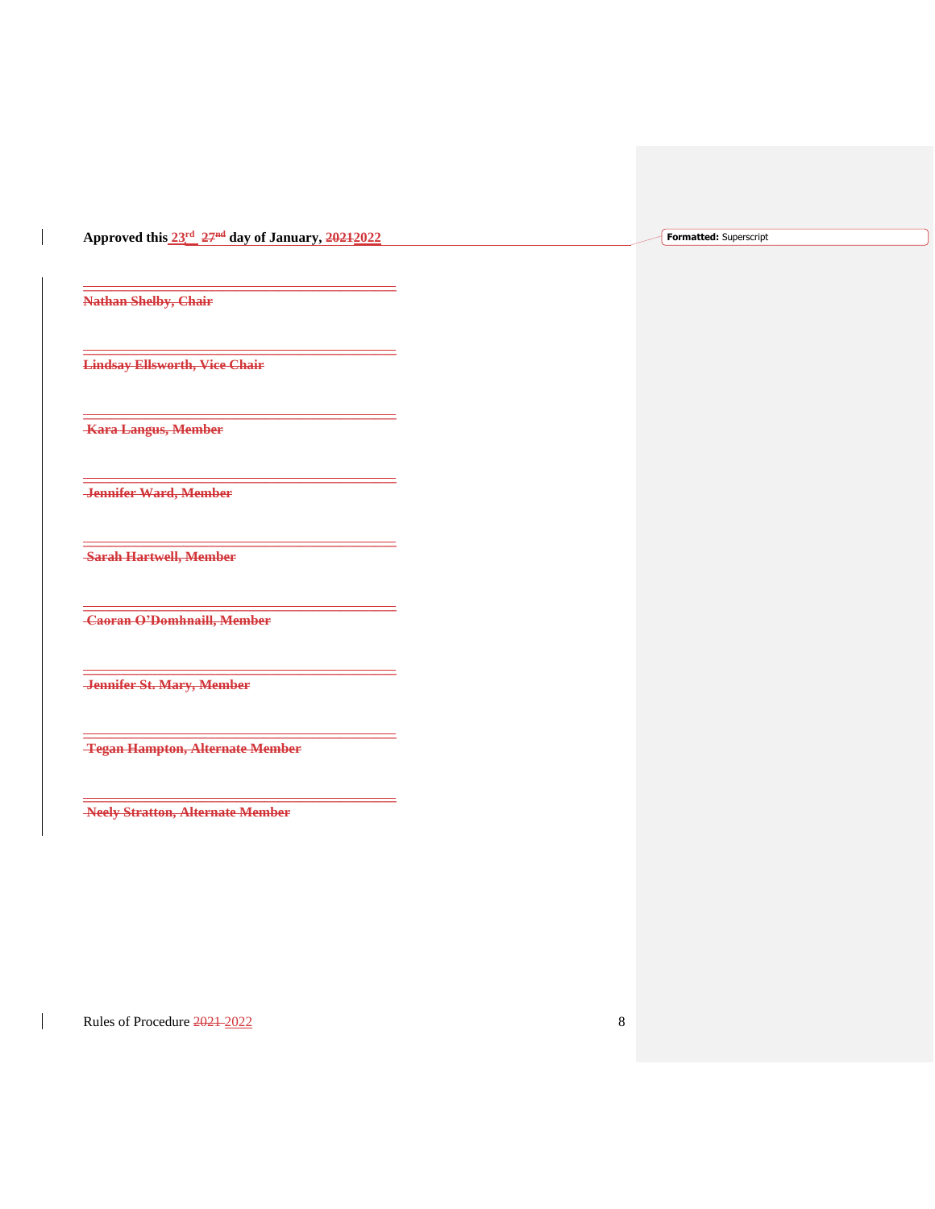**Approved this 23rd ~~27nd~~ day of January, ~~2021~~2022**

Formatted: Superscript

---

~~**Nathan Shelby, Chair**~~

---

~~**Lindsay Ellsworth, Vice Chair**~~

---

~~**Kara Langus, Member**~~

---

~~**Jennifer Ward, Member**~~

---

~~**Sarah Hartwell, Member**~~

---

~~**Caoran O'Domhnaill, Member**~~

---

~~**Jennifer St. Mary, Member**~~

---

~~**Tegan Hampton, Alternate Member**~~

---

~~**Neely Stratton, Alternate Member**~~

Rules of Procedure ~~2021~~ 2022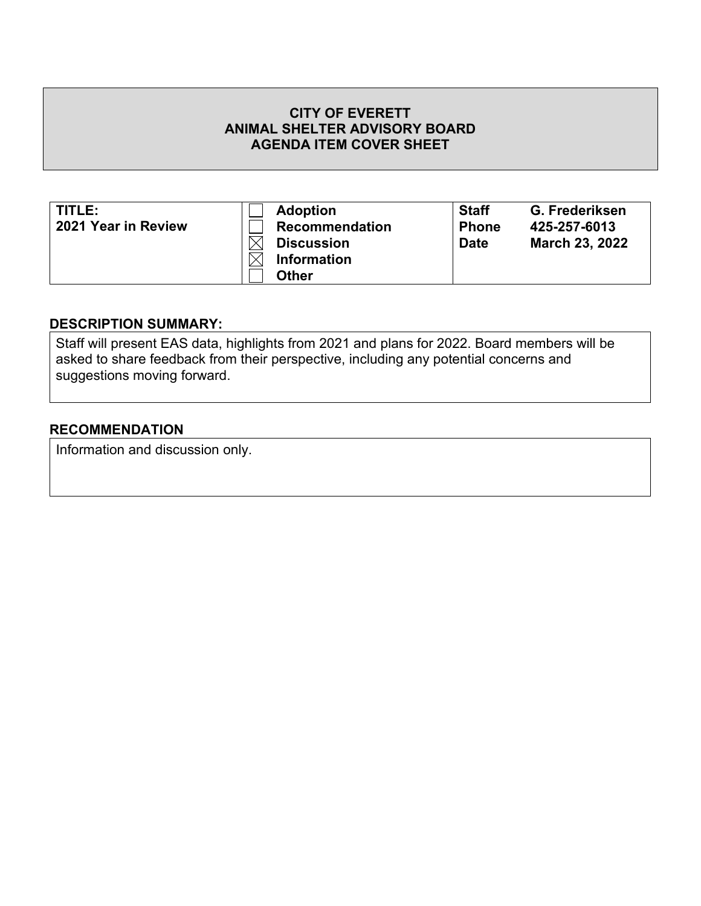**CITY OF EVERETT**
**ANIMAL SHELTER ADVISORY BOARD**
**AGENDA ITEM COVER SHEET**

| **TITLE:** **2021 Year in Review** | ☐ **Adoption** ☐ **Recommendation** ☒ **Discussion** ☒ **Information** ☐ **Other** | **Staff** **Phone** **Date** | **G. Frederiksen** **425-257-6013** **March 23, 2022** |
|---|---|---|---|

## DESCRIPTION SUMMARY:

Staff will present EAS data, highlights from 2021 and plans for 2022. Board members will be asked to share feedback from their perspective, including any potential concerns and suggestions moving forward.

## RECOMMENDATION

Information and discussion only.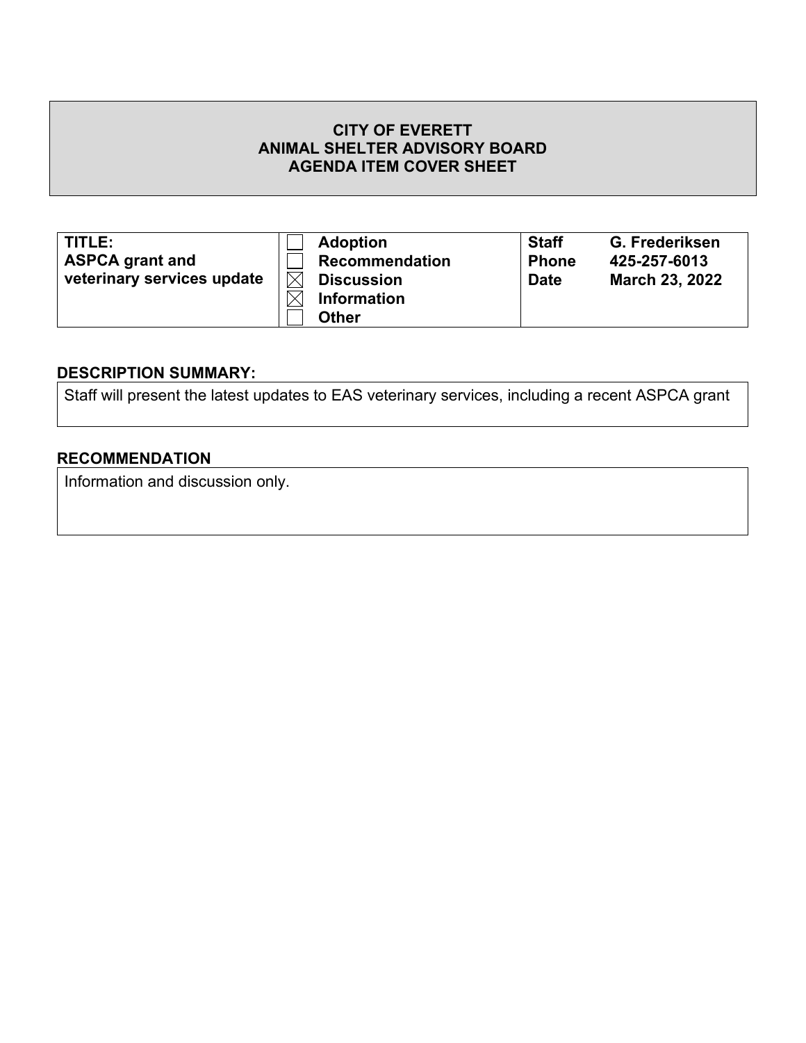**CITY OF EVERETT**
**ANIMAL SHELTER ADVISORY BOARD**
**AGENDA ITEM COVER SHEET**

| | | | |
|---|---|---|---|
| **TITLE:**<br>**ASPCA grant and veterinary services update** | ☐ **Adoption**<br>☐ **Recommendation**<br>☒ **Discussion**<br>☒ **Information**<br>☐ **Other** | **Staff**<br>**Phone**<br>**Date** | **G. Frederiksen**<br>**425-257-6013**<br>**March 23, 2022** |

### DESCRIPTION SUMMARY:

Staff will present the latest updates to EAS veterinary services, including a recent ASPCA grant

### RECOMMENDATION

Information and discussion only.